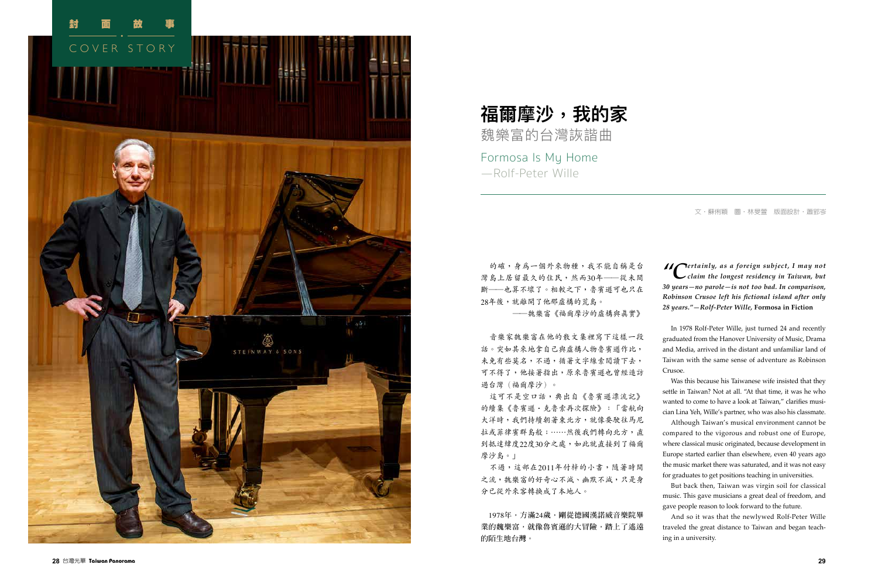封面故事

COVER STORY

# 福爾摩沙，我的家

## 魏樂富的台灣詠諧曲

## Formosa Is My Home

## —Rolf-Peter Wille

文・蘇俐穎　圖・林旻萱　版面設計・蕭郢岑

的確，身為一個外來物種，我不能自稱是台灣島上居留最久的住民，然而30年——從未間斷——也算不壞了。相較之下，魯賓遜可也只在28年後，就離開了他那虛構的荒島。

——魏樂富《福爾摩沙的虛構與真實》

音樂家魏樂富在他的散文集裡寫下這樣一段話。突如其來地拿自己與虛構人物魯賓遜作比，未免有些莫名，不過，循著文字線索閱讀下去，可不得了，他接著指出，原來魯賓遜也曾經造訪過台灣（福爾摩沙）。

這可不是空口話，典出自《魯賓遜漂流記》的續集《魯賓遜．克魯索再次探險》：「當航向大洋時，我們持續朝著東北方，就像要駛往馬尼拉或菲律賓群島般：……然後我們轉向北方，直到抵達緯度22度30分之處，如此就直接到了福爾摩沙島。」

不過，這部在2011年付梓的小書，隨著時間之流，魏樂富的好奇心不減、幽默不減，只是身分已從外來客轉換成了本地人。

1978年，方滿24歲，剛從德國漢諾威音樂院畢業的魏樂富，就像魯賓遜的大冒險，踏上了遙遠的陌生地台灣。

*"Certainly, as a foreign subject, I may not claim the longest residency in Taiwan, but 30 years—no parole—is not too bad. In comparison, Robinson Crusoe left his fictional island after only 28 years."*—*Rolf-Peter Wille,* **Formosa in Fiction**

In 1978 Rolf-Peter Wille, just turned 24 and recently graduated from the Hanover University of Music, Drama and Media, arrived in the distant and unfamiliar land of Taiwan with the same sense of adventure as Robinson Crusoe.

Was this because his Taiwanese wife insisted that they settle in Taiwan? Not at all. "At that time, it was he who wanted to come to have a look at Taiwan," clarifies musician Lina Yeh, Wille's partner, who was also his classmate.

Although Taiwan's musical environment cannot be compared to the vigorous and robust one of Europe, where classical music originated, because development in Europe started earlier than elsewhere, even 40 years ago the music market there was saturated, and it was not easy for graduates to get positions teaching in universities.

But back then, Taiwan was virgin soil for classical music. This gave musicians a great deal of freedom, and gave people reason to look forward to the future.

And so it was that the newlywed Rolf-Peter Wille traveled the great distance to Taiwan and began teaching in a university.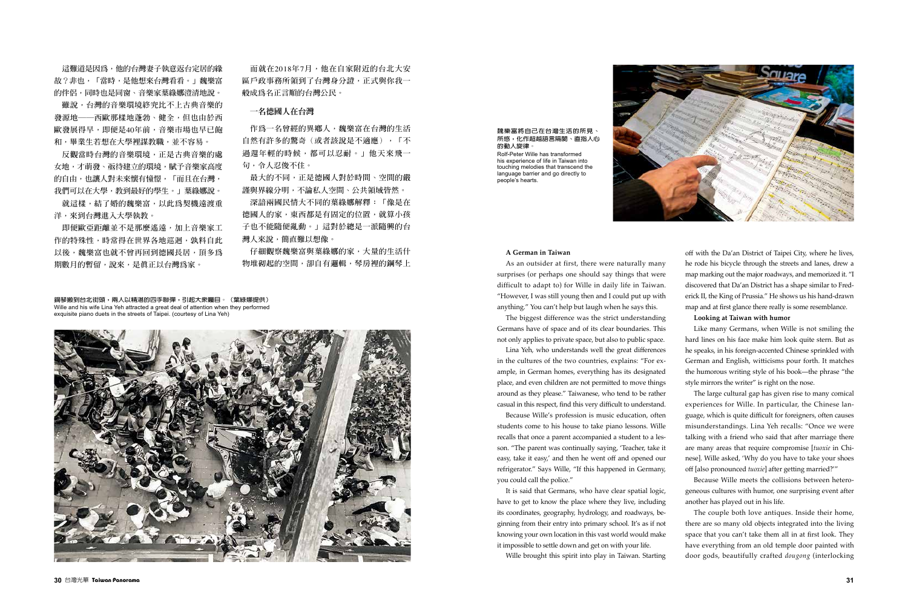這難道是因為，他的台灣妻子執意返台定居的緣故？非也，「當時，是他想來台灣看看。」魏樂富的伴侶，同時也是同窗、音樂家葉綠娜澄清地說。

雖說，台灣的音樂環境終究比不上古典音樂的發源地——西歐那樣地蓬勃、健全，但也由於西歐發展得早，即便是40年前，音樂市場也早已飽和，畢業生若想在大學裡謀教職，並不容易。

反觀當時台灣的音樂環境，正是古典音樂的處女地，才萌發、亟待建立的環境，賦予音樂家高度的自由，也讓人對未來懷有憧憬，「而且在台灣，我們可以在大學，教到最好的學生。」葉綠娜說。

就這樣，結了婚的魏樂富，以此為契機遠渡重洋，來到台灣進入大學執教。

即便歐亞距離並不是那麼遙遠，加上音樂家工作的特殊性，時常得在世界各地巡迴，孰料自此以後，魏樂富也就不曾再回到德國長居，頂多為期數月的暫留，說來，是真正以台灣為家。

鋼琴搬到台北街頭，兩人以精湛的四手聯彈，引起大眾矚目。（葉綠娜提供）
Wille and his wife Lina Yeh attracted a great deal of attention when they performed exquisite piano duets in the streets of Taipei. (courtesy of Lina Yeh)

而就在2018年7月，他在自家附近的台北大安區戶政事務所領到了台灣身分證，正式與你我一般成為名正言順的台灣公民。

### 一名德國人在台灣

作為一名曾經的異鄉人，魏樂富在台灣的生活自然有許多的驚奇（或者該說是不適應），「不過還年輕的時候，都可以忍耐。」他天來飛一句，令人忍俊不住。

最大的不同，正是德國人對於時間、空間的嚴謹與界線分明，不論私人空間、公共領域皆然。

深諳兩國民情大不同的葉綠娜解釋：「像是在德國人的家，東西都是有固定的位置，就算小孩子也不能隨便亂動。」這對於總是一派隨興的台灣人來說，簡直難以想像。

仔細觀察魏樂富與葉綠娜的家，大量的生活什物堆砌起的空間，卻自有邏輯，琴房裡的鋼琴上

魏樂富將自己在台灣生活的所見、所感，化作超越語言隔閡、直指人心的動人旋律。
Rolf-Peter Wille has transformed his experience of life in Taiwan into touching melodies that transcend the language barrier and go directly to people's hearts.

**A German in Taiwan**

As an outsider at first, there were naturally many surprises (or perhaps one should say things that were difficult to adapt to) for Wille in daily life in Taiwan. "However, I was still young then and I could put up with anything." You can't help but laugh when he says this.

The biggest difference was the strict understanding Germans have of space and of its clear boundaries. This not only applies to private space, but also to public space.

Lina Yeh, who understands well the great differences in the cultures of the two countries, explains: "For example, in German homes, everything has its designated place, and even children are not permitted to move things around as they please." Taiwanese, who tend to be rather casual in this respect, find this very difficult to understand.

Because Wille's profession is music education, often students come to his house to take piano lessons. Wille recalls that once a parent accompanied a student to a lesson. "The parent was continually saying, 'Teacher, take it easy, take it easy,' and then he went off and opened our refrigerator." Says Wille, "If this happened in Germany, you could call the police."

It is said that Germans, who have clear spatial logic, have to get to know the place where they live, including its coordinates, geography, hydrology, and roadways, beginning from their entry into primary school. It's as if not knowing your own location in this vast world would make it impossible to settle down and get on with your life.

Wille brought this spirit into play in Taiwan. Starting off with the Da'an District of Taipei City, where he lives, he rode his bicycle through the streets and lanes, drew a map marking out the major roadways, and memorized it. "I discovered that Da'an District has a shape similar to Frederick II, the King of Prussia." He shows us his hand-drawn map and at first glance there really is some resemblance.

**Looking at Taiwan with humor**

Like many Germans, when Wille is not smiling the hard lines on his face make him look quite stern. But as he speaks, in his foreign-accented Chinese sprinkled with German and English, witticisms pour forth. It matches the humorous writing style of his book—the phrase "the style mirrors the writer" is right on the nose.

The large cultural gap has given rise to many comical experiences for Wille. In particular, the Chinese language, which is quite difficult for foreigners, often causes misunderstandings. Lina Yeh recalls: "Once we were talking with a friend who said that after marriage there are many areas that require compromise [*tuoxie* in Chinese]. Wille asked, 'Why do you have to take your shoes off [also pronounced *tuoxie*] after getting married?'"

Because Wille meets the collisions between heterogeneous cultures with humor, one surprising event after another has played out in his life.

The couple both love antiques. Inside their home, there are so many old objects integrated into the living space that you can't take them all in at first look. They have everything from an old temple door painted with door gods, beautifully crafted *dougong* (interlocking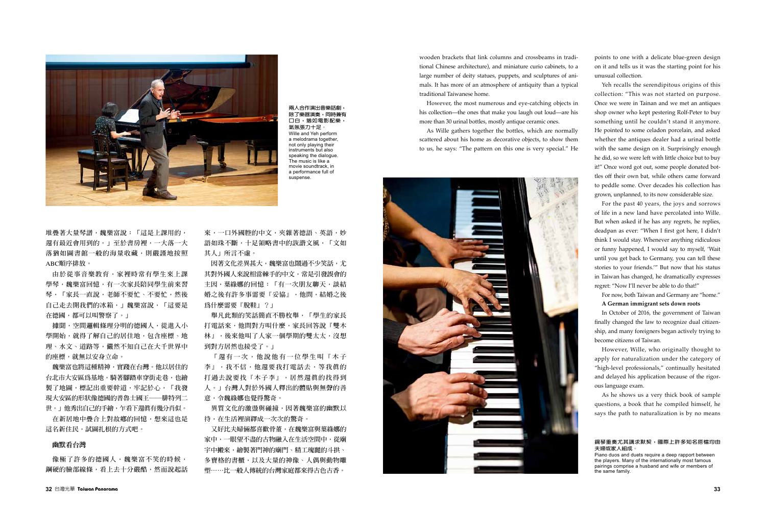兩人合作演出音樂話劇，除了樂器演奏，同時兼有口白，猶如電影配樂，氣氛張力十足。
Wille and Yeh perform a melodrama together, not only playing their instruments but also speaking the dialogue. The music is like a movie soundtrack, in a performance full of suspense.

堆疊著大量琴譜，魏樂富說：「這是上課用的，還有最近會用到的。」至於書房裡，一大落一大落猶如圖書館一般的海量收藏，則嚴謹地按照ABC順序排放。

由於從事音樂教育，家裡時常有學生來上課學琴，魏樂富回憶，有一次家長陪同學生前來習琴，「家長一直說，老師不要忙、不要忙，然後自己走去開我們的冰箱，」魏樂富說，「這要是在德國，都可以叫警察了。」

據聞，空間邏輯條理分明的德國人，從進入小學開始，就得了解自己的居住地，包含座標、地理、水文、道路等，儼然不知自己在大千世界中的座標，就無以安身立命。

魏樂富也將這種精神，實踐在台灣。他以居住的台北市大安區為基地，騎著腳踏車穿街走巷，也繪製了地圖，標記出重要幹道，牢記於心，「我發現大安區的形狀像德國的普魯士國王——腓特列二世。」他秀出自己的手繪，乍看下還真有幾分肖似。

在新居地中疊合上對故鄉的回憶，想來這也是這名新住民，試圖扎根的方式吧。

### 幽默看台灣

像極了許多的德國人，魏樂富不笑的時候，鋼硬的臉部線條，看上去十分嚴酷，然而說起話來，一口外國腔的中文，夾雜著德語、英語，妙語如珠不斷，十足領略書中的詼諧文風，「文如其人」所言不虛。

因著文化差異甚大，魏樂富也鬧過不少笑話，尤其對外國人來說相當棘手的中文，常是引發誤會的主因，葉綠娜的回憶：「有一次朋友聊天，談結婚之後有許多事需要『妥協』，他問，結婚之後為什麼需要『脫鞋』？」

舉凡此類的笑話簡直不勝枚舉，「學生的家長打電話來，他問對方叫什麼，家長回答說『雙木林』，後來他叫了人家一個學期的雙太太，沒想到對方居然也接受了。」

「還有一次，他說他有一位學生叫『木子李』，我不信，他還要我打電話去，等我真的打過去說要找『木子李』，居然還真的找得到人。」台灣人對於外國人釋出的體貼與無聲的善意，令魏綠娜也覺得驚奇。

異質文化的激盪與碰撞，因著魏樂富的幽默以待，在生活裡演繹成一次次的驚奇。

又好比夫婦倆都喜歡骨董，在魏樂富與葉綠娜的家中，一眼望不盡的古物融入在生活空間中，從廟宇中搬來，繪製著門神的廟門、精工瑰麗的斗拱、多寶格的書櫃，以及大量的神像、人偶與動物雕塑……比一般人傳統的台灣家庭都來得古色古香。

wooden brackets that link columns and crossbeams in traditional Chinese architecture), and miniature curio cabinets, to a large number of deity statues, puppets, and sculptures of animals. It has more of an atmosphere of antiquity than a typical traditional Taiwanese home.

However, the most numerous and eye-catching objects in his collection—the ones that make you laugh out loud—are his more than 30 urinal bottles, mostly antique ceramic ones.

As Wille gathers together the bottles, which are normally scattered about his home as decorative objects, to show them to us, he says: "The pattern on this one is very special." He points to one with a delicate blue-green design on it and tells us it was the starting point for his unusual collection.

Yeh recalls the serendipitous origins of this collection: "This was not started on purpose. Once we were in Tainan and we met an antiques shop owner who kept pestering Rolf-Peter to buy something until he couldn't stand it anymore. He pointed to some celadon porcelain, and asked whether the antiques dealer had a urinal bottle with the same design on it. Surprisingly enough he did, so we were left with little choice but to buy it!" Once word got out, some people donated bottles off their own bat, while others came forward to peddle some. Over decades his collection has grown, unplanned, to its now considerable size.

For the past 40 years, the joys and sorrows of life in a new land have percolated into Wille. But when asked if he has any regrets, he replies, deadpan as ever: "When I first got here, I didn't think I would stay. Whenever anything ridiculous or funny happened, I would say to myself, 'Wait until you get back to Germany, you can tell these stories to your friends.'" But now that his status in Taiwan has changed, he dramatically expresses regret: "Now I'll never be able to do that!"

For now, both Taiwan and Germany are "home."

**A German immigrant sets down roots**

In October of 2016, the government of Taiwan finally changed the law to recognize dual citizenship, and many foreigners began actively trying to become citizens of Taiwan.

However, Wille, who originally thought to apply for naturalization under the category of "high-level professionals," continually hesitated and delayed his application because of the rigorous language exam.

As he shows us a very thick book of sample questions, a book that he compiled himself, he says the path to naturalization is by no means

鋼琴重奏尤其講求默契，國際上許多知名搭檔均由夫婦或家人組成。
Piano duos and duets require a deep rapport between the players. Many of the internationally most famous pairings comprise a husband and wife or members of the same family.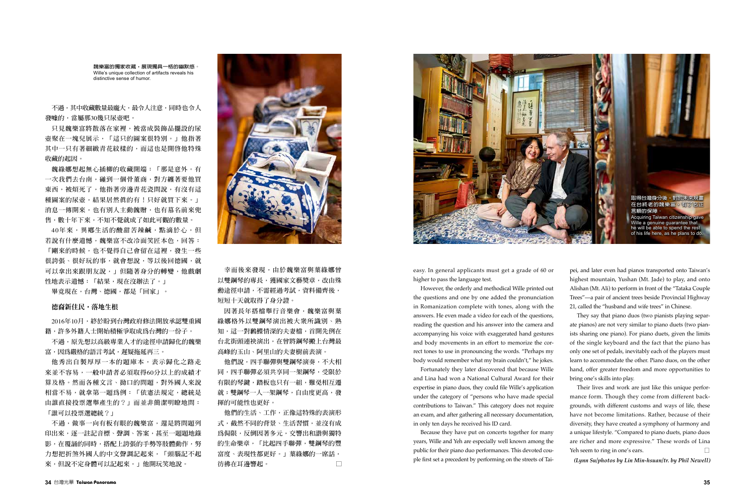魏樂富的獨家收藏，展現獨具一格的幽默感。
Wille's unique collection of artifacts reveals his distinctive sense of humor.

不過，其中收藏數量最龐大，最令人注意，同時也令人發噱的，當屬那30幾只尿壺吧。

只見魏樂富將散落在家裡，被當成裝飾品擺設的尿壺聚在一塊兒展示，「這只的圖案很特別。」他指著其中一只有著細緻青花紋樣的，而這也是開啓他特殊收藏的起因。

魏綠娜想起無心插柳的收藏開端：「那是意外。有一次我們去台南，碰到一個骨董商，對方纏著要他買東西，被煩死了，他指著旁邊青花瓷問說，有沒有這種圖案的尿壺，結果居然真的有！只好就買下來。」消息一傳開來，也有別人主動餽贈，也有慕名前來兜售，數十年下來，不知不覺就成了如此可觀的數量。

40年來，異鄉生活的酸甜苦辣鹹，點滴於心，但若說有什麼遺憾，魏樂富不改冷面笑匠本色，回答：「剛來的時候，也不覺得自己會留在這裡，發生一些很誇張、很好玩的事，就會想說，等以後回德國，就可以拿出來跟朋友說，」但隨著身分的轉變，他戲劇性地表示遺憾：「結果，現在沒辦法了。」

畢竟現在，台灣、德國，都是「回家」。

### 德裔新住民，落地生根

2016年10月，終於盼到台灣政府修法開放承認雙重國籍，許多外籍人士開始積極爭取成爲台灣的一份子。

不過，原先想以高級專業人才的途徑申請歸化的魏樂富，因爲嚴格的語言考試，遲疑拖延再三。

他秀出自製厚厚一本的題庫本，表示歸化之路走來並不容易，一般申請者必須取得60分以上的成績才算及格。然而各種文言、拗口的問題，對外國人來說相當不易，就拿第一題爲例：「依憲法規定，總統是由誰直接投票選舉產生的？」而並非簡潔明瞭地問：「誰可以投票選總統？」

不過，做事一向有板有眼的魏樂富，還是將問題列印出來，逐一註記音標、聲調、答案，甚至一題題地錄影，在覆誦的同時，搭配上誇張的手勢等肢體動作，努力想把折煞外國人的中文聲調記起來，「頭腦記不起來，但說不定身體可以記起來。」他開玩笑地說。

幸而後來發現，由於魏樂富與葉綠娜曾以雙鋼琴的專長，獲國家文藝獎章，改由殊勳途徑申請，不需經過考試，資料備齊後，短短十天就取得了身分證。

因著長年搭檔舉行音樂會，魏樂富與葉綠娜格外以雙鋼琴演出被大衆所識別、熟知，這一對鶼鰈情深的夫妻檔，首開先例在台北街頭進林演出，在曾將鋼琴搬上台灣最高峰的玉山、阿里山的夫妻樹前表演。

他們說，四手聯彈與雙鋼琴演奏，不大相同，四手聯彈必須共享同一架鋼琴，受限於有限的琴鍵，踏板也只有一組，難免相互遷就；雙鋼琴一人一架鋼琴，自由度更高，發揮的可能性也更好。

他們的生活、工作，正像這特殊的表演形式，截然不同的背景、生活習慣，並沒有成爲侷限，反倒因著多元，交響出和諧與獨特的生命樂章，「比起四手聯彈，雙鋼琴的豐富度、表現性都更好。」葉綠娜的一席話，彷彿在耳邊響起。□

取得台灣身分後，對於未來規畫在台終老的魏樂富，有了名正言順的保障。
Acquiring Taiwan citizenship gave Wille a genuine guarantee that he will be able to spend the rest of his life here, as he plans to do.

easy. In general applicants must get a grade of 60 or higher to pass the language test.

However, the orderly and methodical Wille printed out the questions and one by one added the pronunciation in Romanization complete with tones, along with the answers. He even made a video for each of the questions, reading the question and his answer into the camera and accompanying his voice with exaggerated hand gestures and body movements in an effort to memorize the correct tones to use in pronouncing the words. "Perhaps my body would remember what my brain couldn't," he jokes.

Fortunately they later discovered that because Wille and Lina had won a National Cultural Award for their expertise in piano duos, they could file Wille's application under the category of "persons who have made special contributions to Taiwan." This category does not require an exam, and after gathering all necessary documentation, in only ten days he received his ID card.

Because they have put on concerts together for many years, Wille and Yeh are especially well known among the public for their piano duo performances. This devoted couple first set a precedent by performing on the streets of Taipei, and later even had pianos transported onto Taiwan's highest mountain, Yushan (Mt. Jade) to play, and onto Alishan (Mt. Ali) to perform in front of the "Tataka Couple Trees"—a pair of ancient trees beside Provincial Highway 21, called the "husband and wife trees" in Chinese.

They say that piano duos (two pianists playing separate pianos) are not very similar to piano duets (two pianists sharing one piano). For piano duets, given the limits of the single keyboard and the fact that the piano has only one set of pedals, inevitably each of the players must learn to accommodate the other. Piano duos, on the other hand, offer greater freedom and more opportunities to bring one's skills into play.

Their lives and work are just like this unique performance form. Though they come from different backgrounds, with different customs and ways of life, these have not become limitations. Rather, because of their diversity, they have created a symphony of harmony and a unique lifestyle. "Compared to piano duets, piano duos are richer and more expressive." These words of Lina Yeh seem to ring in one's ears. □

*(Lynn Su/photos by Lin Min-hsuan/tr. by Phil Newell)*